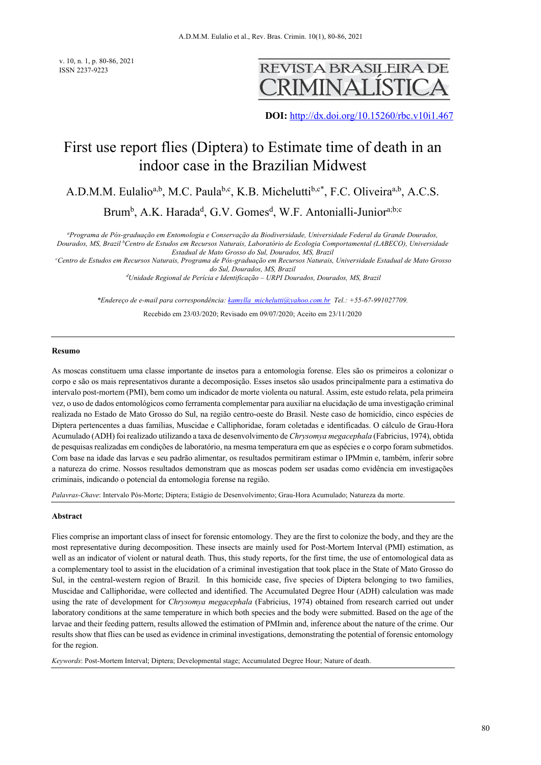DOI: http://dx.doi.org/10.15260/rbc.v10i1.467

# First use report flies (Diptera) to Estimate time of death in an indoor case in the Brazilian Midwest

A.D.M.M. Eulalio[a,b], M.C. Paula[b,c], K.B. Michelutti[b,c*], F.C. Oliveira[a,b], A.C.S. Brum[b], A.K. Harada[d], G.V. Gomes[d], W.F. Antonialli-Junior[a;b;c]

*[a]Programa de Pós-graduação em Entomologia e Conservação da Biodiversidade, Universidade Federal da Grande Dourados, Dourados, MS, Brazil [b]Centro de Estudos em Recursos Naturais, Laboratório de Ecologia Comportamental (LABECO), Universidade Estadual de Mato Grosso do Sul, Dourados, MS, Brazil*

*[c]Centro de Estudos em Recursos Naturais, Programa de Pós-graduação em Recursos Naturais, Universidade Estadual de Mato Grosso do Sul, Dourados, MS, Brazil*

*[d]Unidade Regional de Perícia e Identificação – URPI Dourados, Dourados, MS, Brazil*

*\*Endereço de e-mail para correspondência: kamylla_michelutti@yahoo.com.br Tel.: +55-67-991027709.*

Recebido em 23/03/2020; Revisado em 09/07/2020; Aceito em 23/11/2020

---

**Resumo**

As moscas constituem uma classe importante de insetos para a entomologia forense. Eles são os primeiros a colonizar o corpo e são os mais representativos durante a decomposição. Esses insetos são usados principalmente para a estimativa do intervalo post-mortem (PMI), bem como um indicador de morte violenta ou natural. Assim, este estudo relata, pela primeira vez, o uso de dados entomológicos como ferramenta complementar para auxiliar na elucidação de uma investigação criminal realizada no Estado de Mato Grosso do Sul, na região centro-oeste do Brasil. Neste caso de homicídio, cinco espécies de Diptera pertencentes a duas famílias, Muscidae e Calliphoridae, foram coletadas e identificadas. O cálculo de Grau-Hora Acumulado (ADH) foi realizado utilizando a taxa de desenvolvimento de *Chrysomya megacephala* (Fabricius, 1974), obtida de pesquisas realizadas em condições de laboratório, na mesma temperatura em que as espécies e o corpo foram submetidos. Com base na idade das larvas e seu padrão alimentar, os resultados permitiram estimar o IPMmin e, também, inferir sobre a natureza do crime. Nossos resultados demonstram que as moscas podem ser usadas como evidência em investigações criminais, indicando o potencial da entomologia forense na região.

*Palavras-Chave*: Intervalo Pós-Morte; Diptera; Estágio de Desenvolvimento; Grau-Hora Acumulado; Natureza da morte.

---

**Abstract**

Flies comprise an important class of insect for forensic entomology. They are the first to colonize the body, and they are the most representative during decomposition. These insects are mainly used for Post-Mortem Interval (PMI) estimation, as well as an indicator of violent or natural death. Thus, this study reports, for the first time, the use of entomological data as a complementary tool to assist in the elucidation of a criminal investigation that took place in the State of Mato Grosso do Sul, in the central-western region of Brazil. In this homicide case, five species of Diptera belonging to two families, Muscidae and Calliphoridae, were collected and identified. The Accumulated Degree Hour (ADH) calculation was made using the rate of development for *Chrysomya megacephala* (Fabricius, 1974) obtained from research carried out under laboratory conditions at the same temperature in which both species and the body were submitted. Based on the age of the larvae and their feeding pattern, results allowed the estimation of PMImin and, inference about the nature of the crime. Our results show that flies can be used as evidence in criminal investigations, demonstrating the potential of forensic entomology for the region.

*Keywords*: Post-Mortem Interval; Diptera; Developmental stage; Accumulated Degree Hour; Nature of death.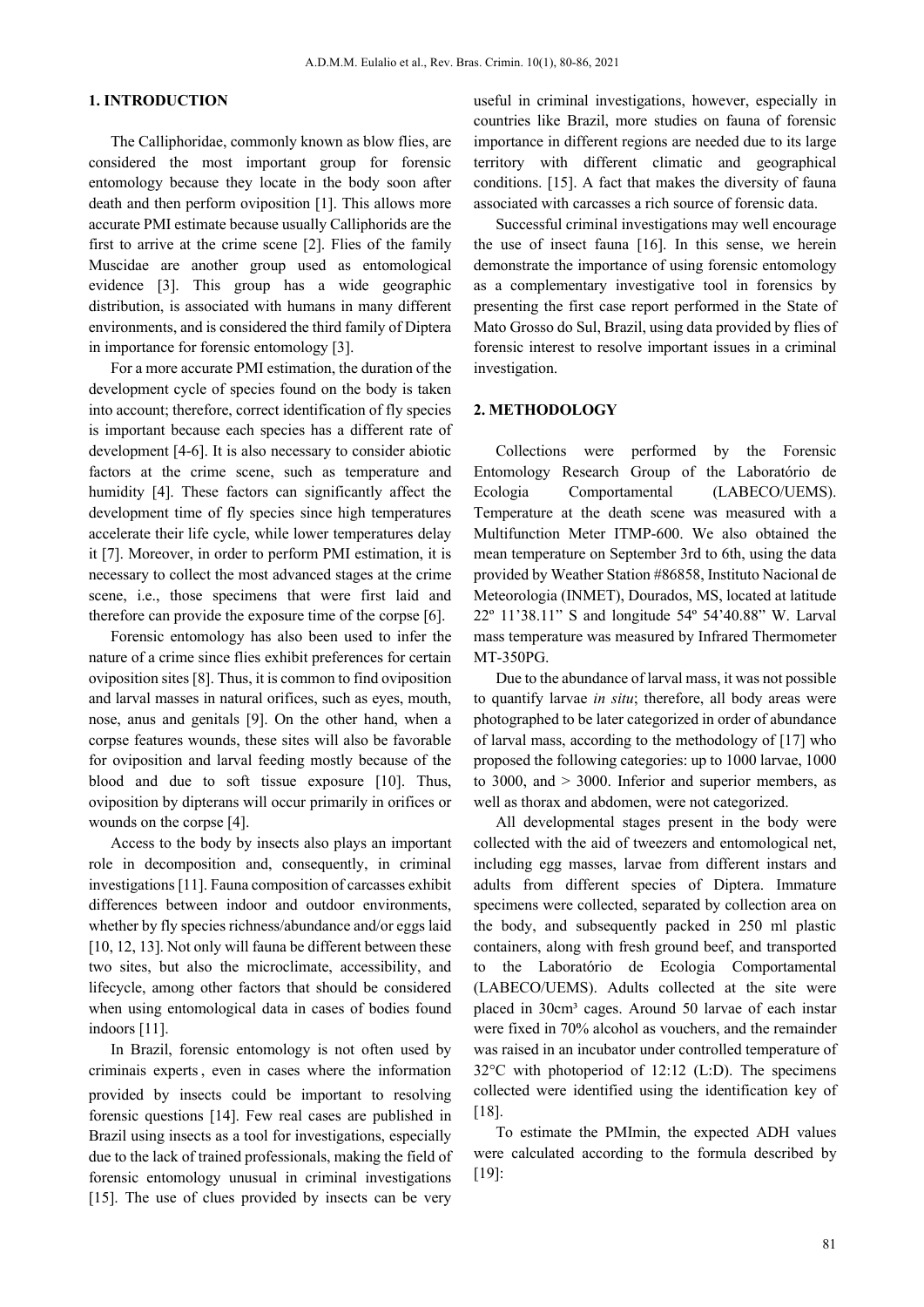## 1. INTRODUCTION

The Calliphoridae, commonly known as blow flies, are considered the most important group for forensic entomology because they locate in the body soon after death and then perform oviposition [1]. This allows more accurate PMI estimate because usually Calliphorids are the first to arrive at the crime scene [2]. Flies of the family Muscidae are another group used as entomological evidence [3]. This group has a wide geographic distribution, is associated with humans in many different environments, and is considered the third family of Diptera in importance for forensic entomology [3].

For a more accurate PMI estimation, the duration of the development cycle of species found on the body is taken into account; therefore, correct identification of fly species is important because each species has a different rate of development [4-6]. It is also necessary to consider abiotic factors at the crime scene, such as temperature and humidity [4]. These factors can significantly affect the development time of fly species since high temperatures accelerate their life cycle, while lower temperatures delay it [7]. Moreover, in order to perform PMI estimation, it is necessary to collect the most advanced stages at the crime scene, i.e., those specimens that were first laid and therefore can provide the exposure time of the corpse [6].

Forensic entomology has also been used to infer the nature of a crime since flies exhibit preferences for certain oviposition sites [8]. Thus, it is common to find oviposition and larval masses in natural orifices, such as eyes, mouth, nose, anus and genitals [9]. On the other hand, when a corpse features wounds, these sites will also be favorable for oviposition and larval feeding mostly because of the blood and due to soft tissue exposure [10]. Thus, oviposition by dipterans will occur primarily in orifices or wounds on the corpse [4].

Access to the body by insects also plays an important role in decomposition and, consequently, in criminal investigations [11]. Fauna composition of carcasses exhibit differences between indoor and outdoor environments, whether by fly species richness/abundance and/or eggs laid [10, 12, 13]. Not only will fauna be different between these two sites, but also the microclimate, accessibility, and lifecycle, among other factors that should be considered when using entomological data in cases of bodies found indoors [11].

In Brazil, forensic entomology is not often used by criminais experts , even in cases where the information provided by insects could be important to resolving forensic questions [14]. Few real cases are published in Brazil using insects as a tool for investigations, especially due to the lack of trained professionals, making the field of forensic entomology unusual in criminal investigations [15]. The use of clues provided by insects can be very useful in criminal investigations, however, especially in countries like Brazil, more studies on fauna of forensic importance in different regions are needed due to its large territory with different climatic and geographical conditions. [15]. A fact that makes the diversity of fauna associated with carcasses a rich source of forensic data.

Successful criminal investigations may well encourage the use of insect fauna [16]. In this sense, we herein demonstrate the importance of using forensic entomology as a complementary investigative tool in forensics by presenting the first case report performed in the State of Mato Grosso do Sul, Brazil, using data provided by flies of forensic interest to resolve important issues in a criminal investigation.

## 2. METHODOLOGY

Collections were performed by the Forensic Entomology Research Group of the Laboratório de Ecologia Comportamental (LABECO/UEMS). Temperature at the death scene was measured with a Multifunction Meter ITMP-600. We also obtained the mean temperature on September 3rd to 6th, using the data provided by Weather Station #86858, Instituto Nacional de Meteorologia (INMET), Dourados, MS, located at latitude 22º 11'38.11" S and longitude 54º 54'40.88" W. Larval mass temperature was measured by Infrared Thermometer MT-350PG.

Due to the abundance of larval mass, it was not possible to quantify larvae *in situ*; therefore, all body areas were photographed to be later categorized in order of abundance of larval mass, according to the methodology of [17] who proposed the following categories: up to 1000 larvae, 1000 to 3000, and > 3000. Inferior and superior members, as well as thorax and abdomen, were not categorized.

All developmental stages present in the body were collected with the aid of tweezers and entomological net, including egg masses, larvae from different instars and adults from different species of Diptera. Immature specimens were collected, separated by collection area on the body, and subsequently packed in 250 ml plastic containers, along with fresh ground beef, and transported to the Laboratório de Ecologia Comportamental (LABECO/UEMS). Adults collected at the site were placed in 30cm³ cages. Around 50 larvae of each instar were fixed in 70% alcohol as vouchers, and the remainder was raised in an incubator under controlled temperature of 32°C with photoperiod of 12:12 (L:D). The specimens collected were identified using the identification key of [18].

To estimate the PMImin, the expected ADH values were calculated according to the formula described by [19]: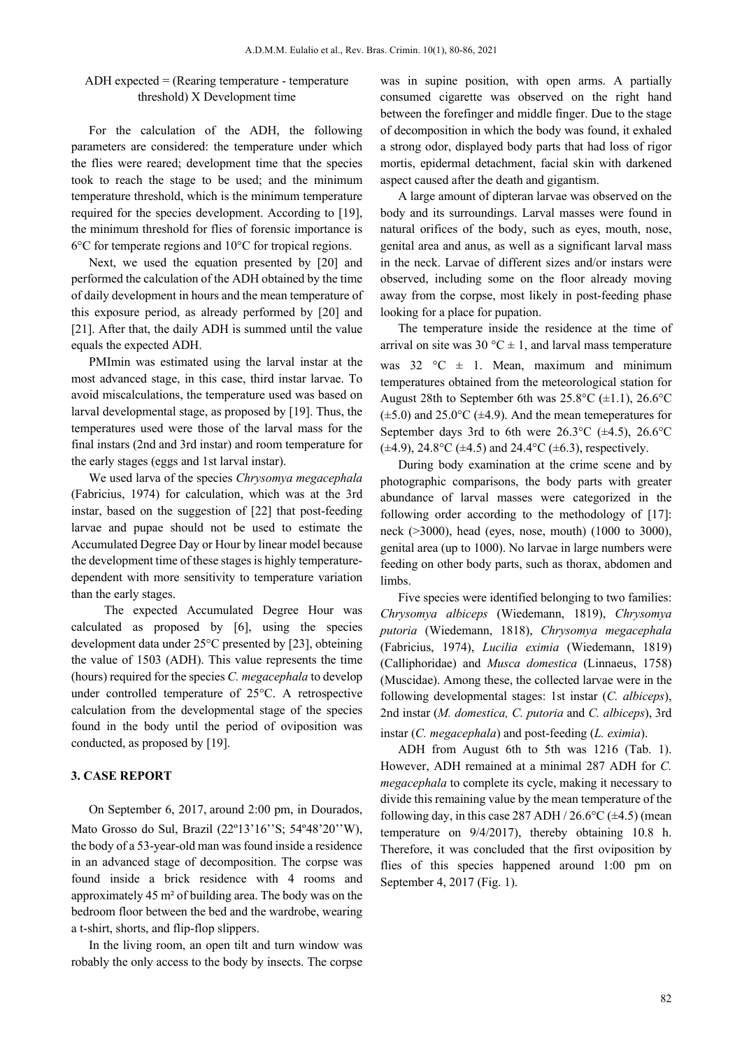ADH expected = (Rearing temperature - temperature threshold) X Development time

For the calculation of the ADH, the following parameters are considered: the temperature under which the flies were reared; development time that the species took to reach the stage to be used; and the minimum temperature threshold, which is the minimum temperature required for the species development. According to [19], the minimum threshold for flies of forensic importance is 6°C for temperate regions and 10°C for tropical regions.

Next, we used the equation presented by [20] and performed the calculation of the ADH obtained by the time of daily development in hours and the mean temperature of this exposure period, as already performed by [20] and [21]. After that, the daily ADH is summed until the value equals the expected ADH.

PMImin was estimated using the larval instar at the most advanced stage, in this case, third instar larvae. To avoid miscalculations, the temperature used was based on larval developmental stage, as proposed by [19]. Thus, the temperatures used were those of the larval mass for the final instars (2nd and 3rd instar) and room temperature for the early stages (eggs and 1st larval instar).

We used larva of the species *Chrysomya megacephala* (Fabricius, 1974) for calculation, which was at the 3rd instar, based on the suggestion of [22] that post-feeding larvae and pupae should not be used to estimate the Accumulated Degree Day or Hour by linear model because the development time of these stages is highly temperature-dependent with more sensitivity to temperature variation than the early stages.

The expected Accumulated Degree Hour was calculated as proposed by [6], using the species development data under 25°C presented by [23], obteining the value of 1503 (ADH). This value represents the time (hours) required for the species *C. megacephala* to develop under controlled temperature of 25°C. A retrospective calculation from the developmental stage of the species found in the body until the period of oviposition was conducted, as proposed by [19].

## 3. CASE REPORT

On September 6, 2017, around 2:00 pm, in Dourados, Mato Grosso do Sul, Brazil (22º13'16''S; 54º48'20''W), the body of a 53-year-old man was found inside a residence in an advanced stage of decomposition. The corpse was found inside a brick residence with 4 rooms and approximately 45 m² of building area. The body was on the bedroom floor between the bed and the wardrobe, wearing a t-shirt, shorts, and flip-flop slippers.

In the living room, an open tilt and turn window was robably the only access to the body by insects. The corpse was in supine position, with open arms. A partially consumed cigarette was observed on the right hand between the forefinger and middle finger. Due to the stage of decomposition in which the body was found, it exhaled a strong odor, displayed body parts that had loss of rigor mortis, epidermal detachment, facial skin with darkened aspect caused after the death and gigantism.

A large amount of dipteran larvae was observed on the body and its surroundings. Larval masses were found in natural orifices of the body, such as eyes, mouth, nose, genital area and anus, as well as a significant larval mass in the neck. Larvae of different sizes and/or instars were observed, including some on the floor already moving away from the corpse, most likely in post-feeding phase looking for a place for pupation.

The temperature inside the residence at the time of arrival on site was 30 °C ± 1, and larval mass temperature was 32 °C ± 1. Mean, maximum and minimum temperatures obtained from the meteorological station for August 28th to September 6th was 25.8°C (±1.1), 26.6°C (±5.0) and 25.0°C (±4.9). And the mean temeperatures for September days 3rd to 6th were 26.3°C (±4.5), 26.6°C (±4.9), 24.8°C (±4.5) and 24.4°C (±6.3), respectively.

During body examination at the crime scene and by photographic comparisons, the body parts with greater abundance of larval masses were categorized in the following order according to the methodology of [17]: neck (>3000), head (eyes, nose, mouth) (1000 to 3000), genital area (up to 1000). No larvae in large numbers were feeding on other body parts, such as thorax, abdomen and limbs.

Five species were identified belonging to two families: *Chrysomya albiceps* (Wiedemann, 1819), *Chrysomya putoria* (Wiedemann, 1818), *Chrysomya megacephala* (Fabricius, 1974), *Lucilia eximia* (Wiedemann, 1819) (Calliphoridae) and *Musca domestica* (Linnaeus, 1758) (Muscidae). Among these, the collected larvae were in the following developmental stages: 1st instar (*C. albiceps*), 2nd instar (*M. domestica, C. putoria* and *C. albiceps*), 3rd instar (*C. megacephala*) and post-feeding (*L. eximia*).

ADH from August 6th to 5th was 1216 (Tab. 1). However, ADH remained at a minimal 287 ADH for *C. megacephala* to complete its cycle, making it necessary to divide this remaining value by the mean temperature of the following day, in this case 287 ADH / 26.6°C (±4.5) (mean temperature on 9/4/2017), thereby obtaining 10.8 h. Therefore, it was concluded that the first oviposition by flies of this species happened around 1:00 pm on September 4, 2017 (Fig. 1).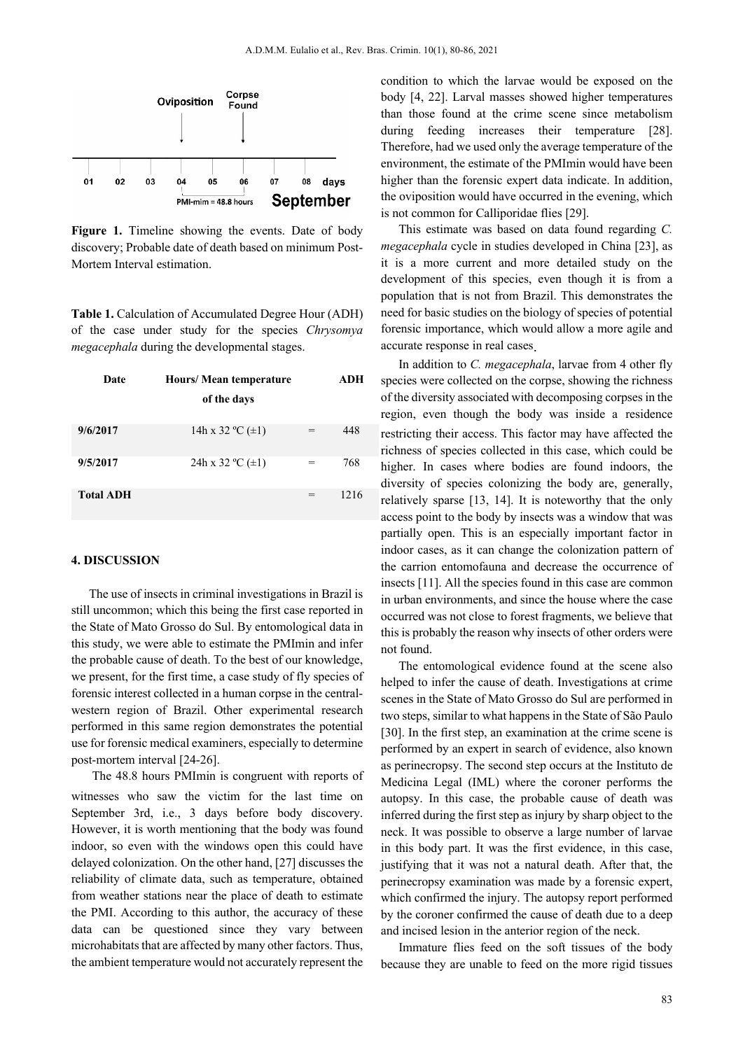**Figure 1.** Timeline showing the events. Date of body discovery; Probable date of death based on minimum Post-Mortem Interval estimation.

**Table 1.** Calculation of Accumulated Degree Hour (ADH) of the case under study for the species *Chrysomya megacephala* during the developmental stages.

| Date | Hours/ Mean temperature of the days | | ADH |
|---|---|---|---|
| **9/6/2017** | 14h x 32 ºC (±1) | = | 448 |
| **9/5/2017** | 24h x 32 ºC (±1) | = | 768 |
| **Total ADH** | | = | 1216 |

## 4. DISCUSSION

The use of insects in criminal investigations in Brazil is still uncommon; which this being the first case reported in the State of Mato Grosso do Sul. By entomological data in this study, we were able to estimate the PMImin and infer the probable cause of death. To the best of our knowledge, we present, for the first time, a case study of fly species of forensic interest collected in a human corpse in the central-western region of Brazil. Other experimental research performed in this same region demonstrates the potential use for forensic medical examiners, especially to determine post-mortem interval [24-26].

The 48.8 hours PMImin is congruent with reports of witnesses who saw the victim for the last time on September 3rd, i.e., 3 days before body discovery. However, it is worth mentioning that the body was found indoor, so even with the windows open this could have delayed colonization. On the other hand, [27] discusses the reliability of climate data, such as temperature, obtained from weather stations near the place of death to estimate the PMI. According to this author, the accuracy of these data can be questioned since they vary between microhabitats that are affected by many other factors. Thus, the ambient temperature would not accurately represent the condition to which the larvae would be exposed on the body [4, 22]. Larval masses showed higher temperatures than those found at the crime scene since metabolism during feeding increases their temperature [28]. Therefore, had we used only the average temperature of the environment, the estimate of the PMImin would have been higher than the forensic expert data indicate. In addition, the oviposition would have occurred in the evening, which is not common for Calliporidae flies [29].

This estimate was based on data found regarding *C. megacephala* cycle in studies developed in China [23], as it is a more current and more detailed study on the development of this species, even though it is from a population that is not from Brazil. This demonstrates the need for basic studies on the biology of species of potential forensic importance, which would allow a more agile and accurate response in real cases.

In addition to *C. megacephala*, larvae from 4 other fly species were collected on the corpse, showing the richness of the diversity associated with decomposing corpses in the region, even though the body was inside a residence restricting their access. This factor may have affected the richness of species collected in this case, which could be higher. In cases where bodies are found indoors, the diversity of species colonizing the body are, generally, relatively sparse [13, 14]. It is noteworthy that the only access point to the body by insects was a window that was partially open. This is an especially important factor in indoor cases, as it can change the colonization pattern of the carrion entomofauna and decrease the occurrence of insects [11]. All the species found in this case are common in urban environments, and since the house where the case occurred was not close to forest fragments, we believe that this is probably the reason why insects of other orders were not found.

The entomological evidence found at the scene also helped to infer the cause of death. Investigations at crime scenes in the State of Mato Grosso do Sul are performed in two steps, similar to what happens in the State of São Paulo [30]. In the first step, an examination at the crime scene is performed by an expert in search of evidence, also known as perinecropsy. The second step occurs at the Instituto de Medicina Legal (IML) where the coroner performs the autopsy. In this case, the probable cause of death was inferred during the first step as injury by sharp object to the neck. It was possible to observe a large number of larvae in this body part. It was the first evidence, in this case, justifying that it was not a natural death. After that, the perinecropsy examination was made by a forensic expert, which confirmed the injury. The autopsy report performed by the coroner confirmed the cause of death due to a deep and incised lesion in the anterior region of the neck.

Immature flies feed on the soft tissues of the body because they are unable to feed on the more rigid tissues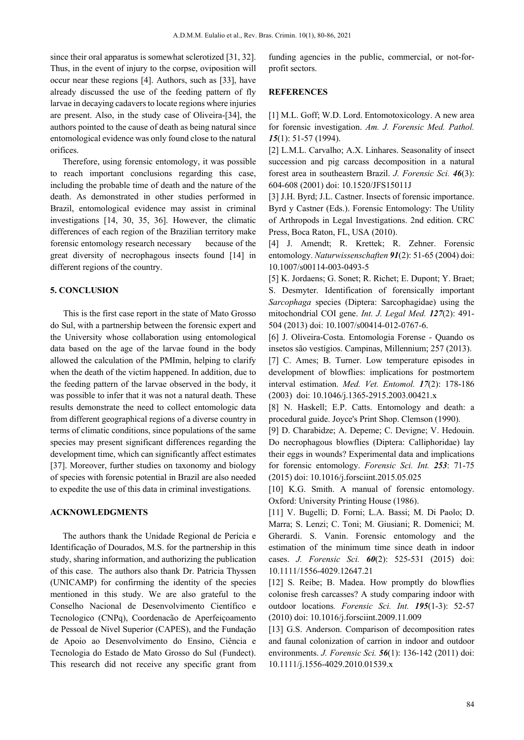since their oral apparatus is somewhat sclerotized [31, 32]. Thus, in the event of injury to the corpse, oviposition will occur near these regions [4]. Authors, such as [33], have already discussed the use of the feeding pattern of fly larvae in decaying cadavers to locate regions where injuries are present. Also, in the study case of Oliveira-[34], the authors pointed to the cause of death as being natural since entomological evidence was only found close to the natural orifices.

Therefore, using forensic entomology, it was possible to reach important conclusions regarding this case, including the probable time of death and the nature of the death. As demonstrated in other studies performed in Brazil, entomological evidence may assist in criminal investigations [14, 30, 35, 36]. However, the climatic differences of each region of the Brazilian territory make forensic entomology research necessary because of the great diversity of necrophagous insects found [14] in different regions of the country.

## 5. CONCLUSION

This is the first case report in the state of Mato Grosso do Sul, with a partnership between the forensic expert and the University whose collaboration using entomological data based on the age of the larvae found in the body allowed the calculation of the PMImin, helping to clarify when the death of the victim happened. In addition, due to the feeding pattern of the larvae observed in the body, it was possible to infer that it was not a natural death. These results demonstrate the need to collect entomologic data from different geographical regions of a diverse country in terms of climatic conditions, since populations of the same species may present significant differences regarding the development time, which can significantly affect estimates [37]. Moreover, further studies on taxonomy and biology of species with forensic potential in Brazil are also needed to expedite the use of this data in criminal investigations.

## ACKNOWLEDGMENTS

The authors thank the Unidade Regional de Perícia e Identificação of Dourados, M.S. for the partnership in this study, sharing information, and authorizing the publication of this case. The authors also thank Dr. Patricia Thyssen (UNICAMP) for confirming the identity of the species mentioned in this study. We are also grateful to the Conselho Nacional de Desenvolvimento Científico e Tecnologico (CNPq), Coordenacão de Aperfeiçoamento de Pessoal de Nível Superior (CAPES), and the Fundação de Apoio ao Desenvolvimento do Ensino, Ciência e Tecnologia do Estado de Mato Grosso do Sul (Fundect). This research did not receive any specific grant from funding agencies in the public, commercial, or not-for-profit sectors.

## REFERENCES

[1] M.L. Goff; W.D. Lord. Entomotoxicology. A new area for forensic investigation. *Am. J. Forensic Med. Pathol.* ***15***(1): 51-57 (1994).

[2] L.M.L. Carvalho; A.X. Linhares. Seasonality of insect succession and pig carcass decomposition in a natural forest area in southeastern Brazil. *J. Forensic Sci.* ***46***(3): 604-608 (2001) doi: 10.1520/JFS15011J

[3] J.H. Byrd; J.L. Castner. Insects of forensic importance. Byrd y Castner (Eds.). Forensic Entomology: The Utility of Arthropods in Legal Investigations. 2nd edition. CRC Press, Boca Raton, FL, USA (2010).

[4] J. Amendt; R. Krettek; R. Zehner. Forensic entomology. *Naturwissenschaften* ***91***(2): 51-65 (2004) doi: 10.1007/s00114-003-0493-5

[5] K. Jordaens; G. Sonet; R. Richet; E. Dupont; Y. Braet; S. Desmyter. Identification of forensically important *Sarcophaga* species (Diptera: Sarcophagidae) using the mitochondrial COI gene. *Int. J. Legal Med.* ***127***(2): 491-504 (2013) doi: 10.1007/s00414-012-0767-6.

[6] J. Oliveira-Costa. Entomologia Forense - Quando os insetos são vestígios. Campinas, Millennium; 257 (2013).

[7] C. Ames; B. Turner. Low temperature episodes in development of blowflies: implications for postmortem interval estimation. *Med. Vet. Entomol.* ***17***(2): 178-186 (2003) doi: 10.1046/j.1365-2915.2003.00421.x

[8] N. Haskell; E.P. Catts. Entomology and death: a procedural guide. Joyce's Print Shop. Clemson (1990).

[9] D. Charabidze; A. Depeme; C. Devigne; V. Hedouin. Do necrophagous blowflies (Diptera: Calliphoridae) lay their eggs in wounds? Experimental data and implications for forensic entomology. *Forensic Sci. Int.* ***253***: 71-75 (2015) doi: 10.1016/j.forsciint.2015.05.025

[10] K.G. Smith. A manual of forensic entomology. Oxford: University Printing House (1986).

[11] V. Bugelli; D. Forni; L.A. Bassi; M. Di Paolo; D. Marra; S. Lenzi; C. Toni; M. Giusiani; R. Domenici; M. Gherardi. S. Vanin. Forensic entomology and the estimation of the minimum time since death in indoor cases. *J. Forensic Sci.* ***60***(2): 525-531 (2015) doi: 10.1111/1556-4029.12647.21

[12] S. Reibe; B. Madea. How promptly do blowflies colonise fresh carcasses? A study comparing indoor with outdoor locations*. Forensic Sci. Int.* ***195***(1-3): 52-57 (2010) doi: 10.1016/j.forsciint.2009.11.009

[13] G.S. Anderson. Comparison of decomposition rates and faunal colonization of carrion in indoor and outdoor environments. *J. Forensic Sci.* ***56***(1): 136-142 (2011) doi: 10.1111/j.1556-4029.2010.01539.x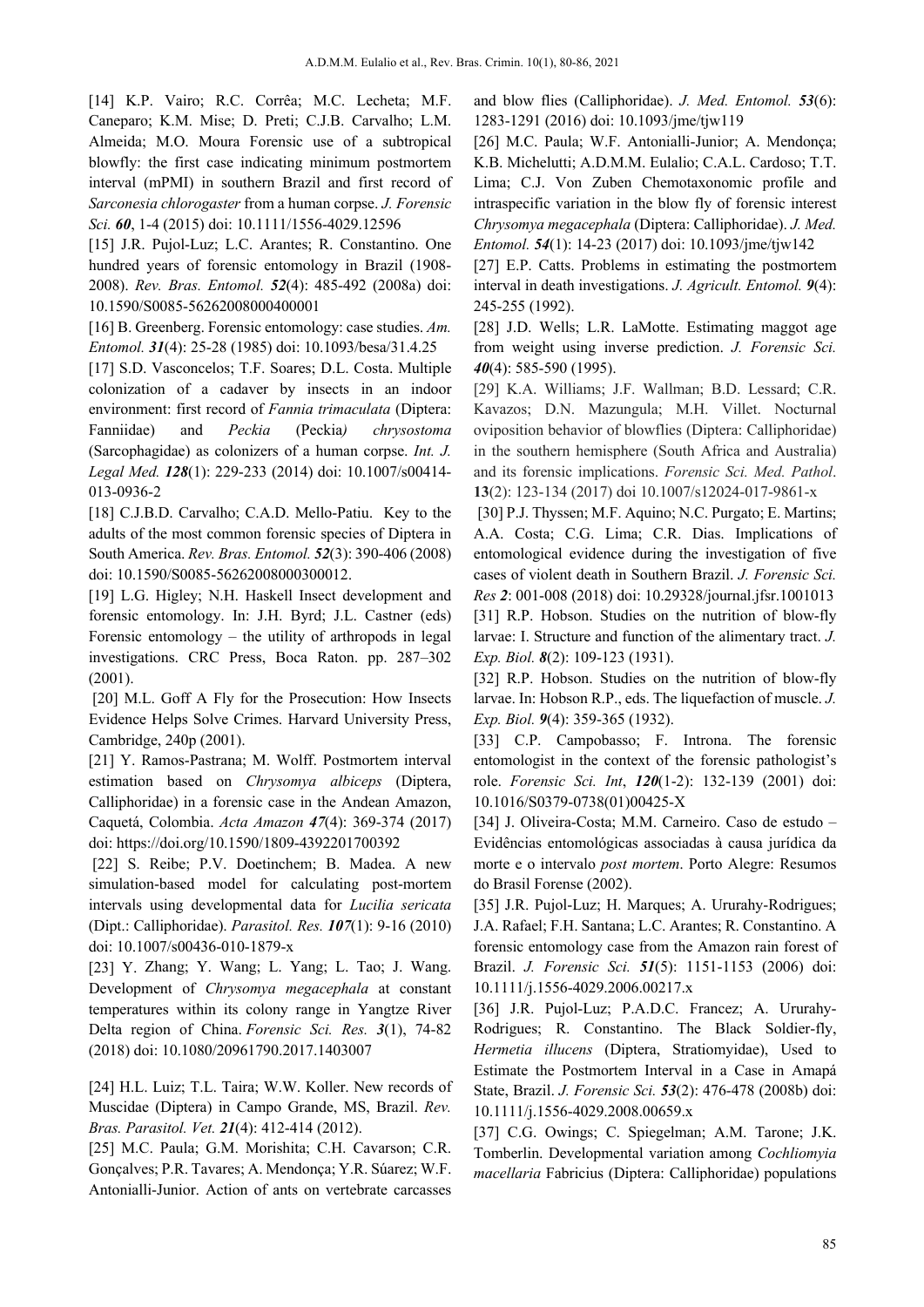[14] K.P. Vairo; R.C. Corrêa; M.C. Lecheta; M.F. Caneparo; K.M. Mise; D. Preti; C.J.B. Carvalho; L.M. Almeida; M.O. Moura Forensic use of a subtropical blowfly: the first case indicating minimum postmortem interval (mPMI) in southern Brazil and first record of *Sarconesia chlorogaster* from a human corpse. *J. Forensic Sci.* ***60***, 1-4 (2015) doi: 10.1111/1556-4029.12596

[15] J.R. Pujol-Luz; L.C. Arantes; R. Constantino. One hundred years of forensic entomology in Brazil (1908-2008). *Rev. Bras. Entomol.* ***52***(4): 485-492 (2008a) doi: 10.1590/S0085-56262008000400001

[16] B. Greenberg. Forensic entomology: case studies. *Am. Entomol.* ***31***(4): 25-28 (1985) doi: 10.1093/besa/31.4.25

[17] S.D. Vasconcelos; T.F. Soares; D.L. Costa. Multiple colonization of a cadaver by insects in an indoor environment: first record of *Fannia trimaculata* (Diptera: Fanniidae) and *Peckia* (Peckia*) chrysostoma* (Sarcophagidae) as colonizers of a human corpse. *Int. J. Legal Med.* ***128***(1): 229-233 (2014) doi: 10.1007/s00414-013-0936-2

[18] C.J.B.D. Carvalho; C.A.D. Mello-Patiu. Key to the adults of the most common forensic species of Diptera in South America. *Rev. Bras. Entomol.* ***52***(3): 390-406 (2008) doi: 10.1590/S0085-56262008000300012.

[19] L.G. Higley; N.H. Haskell Insect development and forensic entomology. In: J.H. Byrd; J.L. Castner (eds) Forensic entomology – the utility of arthropods in legal investigations. CRC Press, Boca Raton. pp. 287–302 (2001).

[20] M.L. Goff A Fly for the Prosecution: How Insects Evidence Helps Solve Crimes. Harvard University Press, Cambridge, 240p (2001).

[21] Y. Ramos-Pastrana; M. Wolff. Postmortem interval estimation based on *Chrysomya albiceps* (Diptera, Calliphoridae) in a forensic case in the Andean Amazon, Caquetá, Colombia. *Acta Amazon* ***47***(4): 369-374 (2017) doi: https://doi.org/10.1590/1809-4392201700392

[22] S. Reibe; P.V. Doetinchem; B. Madea. A new simulation-based model for calculating post-mortem intervals using developmental data for *Lucilia sericata* (Dipt.: Calliphoridae). *Parasitol. Res.* ***107***(1): 9-16 (2010) doi: 10.1007/s00436-010-1879-x

[23] Y. Zhang; Y. Wang; L. Yang; L. Tao; J. Wang. Development of *Chrysomya megacephala* at constant temperatures within its colony range in Yangtze River Delta region of China. *Forensic Sci. Res.* ***3***(1), 74-82 (2018) doi: 10.1080/20961790.2017.1403007

[24] H.L. Luiz; T.L. Taira; W.W. Koller. New records of Muscidae (Diptera) in Campo Grande, MS, Brazil. *Rev. Bras. Parasitol. Vet.* ***21***(4): 412-414 (2012).

[25] M.C. Paula; G.M. Morishita; C.H. Cavarson; C.R. Gonçalves; P.R. Tavares; A. Mendonça; Y.R. Súarez; W.F. Antonialli-Junior. Action of ants on vertebrate carcasses and blow flies (Calliphoridae). *J. Med. Entomol.* ***53***(6): 1283-1291 (2016) doi: 10.1093/jme/tjw119

[26] M.C. Paula; W.F. Antonialli-Junior; A. Mendonça; K.B. Michelutti; A.D.M.M. Eulalio; C.A.L. Cardoso; T.T. Lima; C.J. Von Zuben Chemotaxonomic profile and intraspecific variation in the blow fly of forensic interest *Chrysomya megacephala* (Diptera: Calliphoridae). *J. Med. Entomol.* ***54***(1): 14-23 (2017) doi: 10.1093/jme/tjw142

[27] E.P. Catts. Problems in estimating the postmortem interval in death investigations. *J. Agricult. Entomol.* ***9***(4): 245-255 (1992).

[28] J.D. Wells; L.R. LaMotte. Estimating maggot age from weight using inverse prediction. *J. Forensic Sci.* ***40***(4): 585-590 (1995).

[29] K.A. Williams; J.F. Wallman; B.D. Lessard; C.R. Kavazos; D.N. Mazungula; M.H. Villet. Nocturnal oviposition behavior of blowflies (Diptera: Calliphoridae) in the southern hemisphere (South Africa and Australia) and its forensic implications. *Forensic Sci. Med. Pathol*. **13**(2): 123-134 (2017) doi 10.1007/s12024-017-9861-x

[30] P.J. Thyssen; M.F. Aquino; N.C. Purgato; E. Martins; A.A. Costa; C.G. Lima; C.R. Dias. Implications of entomological evidence during the investigation of five cases of violent death in Southern Brazil. *J. Forensic Sci. Res* ***2***: 001-008 (2018) doi: 10.29328/journal.jfsr.1001013

[31] R.P. Hobson. Studies on the nutrition of blow-fly larvae: I. Structure and function of the alimentary tract. *J. Exp. Biol.* ***8***(2): 109-123 (1931).

[32] R.P. Hobson. Studies on the nutrition of blow-fly larvae. In: Hobson R.P., eds. The liquefaction of muscle. *J. Exp. Biol.* ***9***(4): 359-365 (1932).

[33] C.P. Campobasso; F. Introna. The forensic entomologist in the context of the forensic pathologist's role. *Forensic Sci. Int*, ***120***(1-2): 132-139 (2001) doi: 10.1016/S0379-0738(01)00425-X

[34] J. Oliveira-Costa; M.M. Carneiro. Caso de estudo – Evidências entomológicas associadas à causa jurídica da morte e o intervalo *post mortem*. Porto Alegre: Resumos do Brasil Forense (2002).

[35] J.R. Pujol-Luz; H. Marques; A. Ururahy-Rodrigues; J.A. Rafael; F.H. Santana; L.C. Arantes; R. Constantino. A forensic entomology case from the Amazon rain forest of Brazil. *J. Forensic Sci.* ***51***(5): 1151-1153 (2006) doi: 10.1111/j.1556-4029.2006.00217.x

[36] J.R. Pujol-Luz; P.A.D.C. Francez; A. Ururahy-Rodrigues; R. Constantino. The Black Soldier-fly, *Hermetia illucens* (Diptera, Stratiomyidae), Used to Estimate the Postmortem Interval in a Case in Amapá State, Brazil. *J. Forensic Sci.* ***53***(2): 476-478 (2008b) doi: 10.1111/j.1556-4029.2008.00659.x

[37] C.G. Owings; C. Spiegelman; A.M. Tarone; J.K. Tomberlin. Developmental variation among *Cochliomyia macellaria* Fabricius (Diptera: Calliphoridae) populations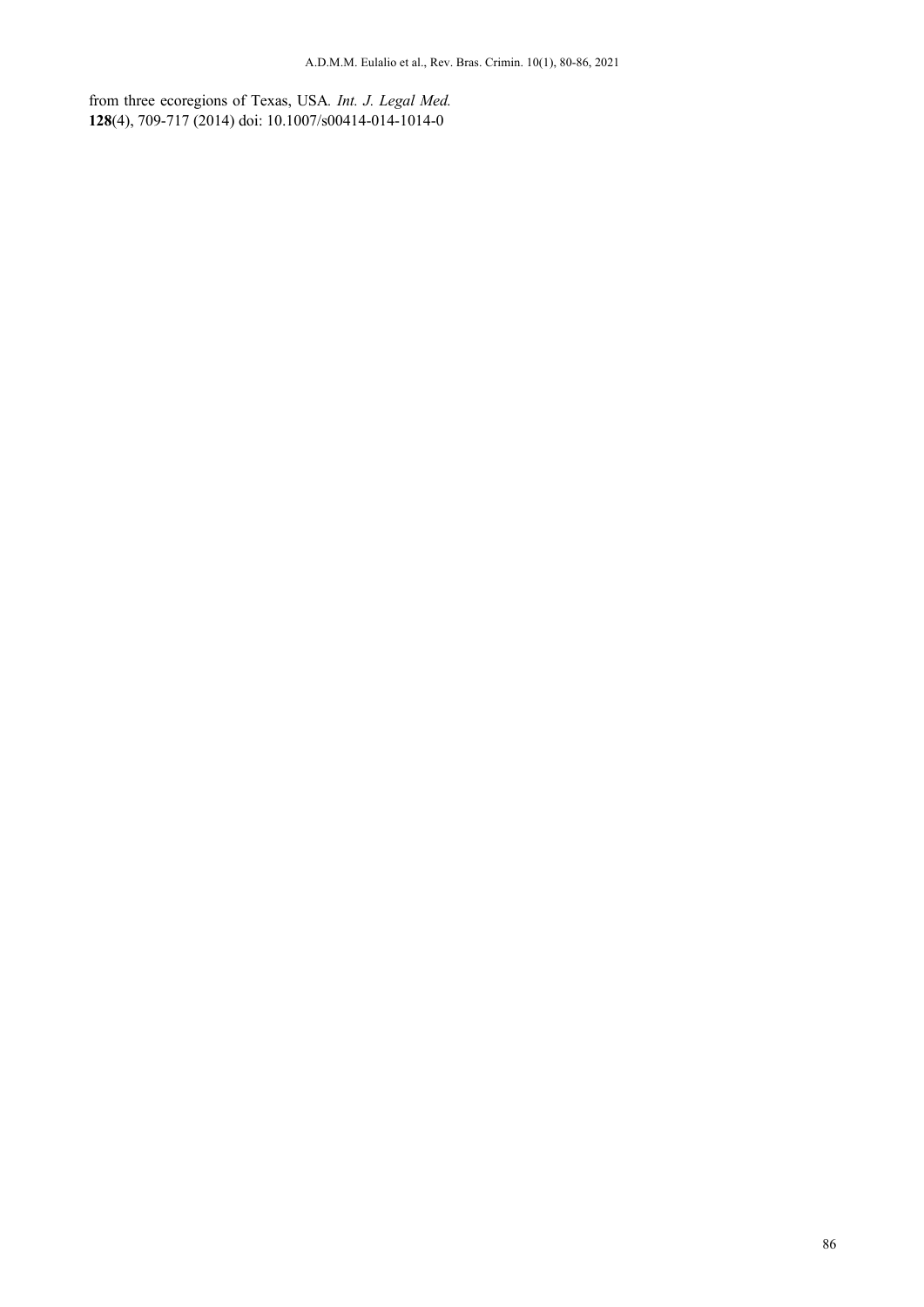from three ecoregions of Texas, USA. *Int. J. Legal Med.* **128**(4), 709-717 (2014) doi: 10.1007/s00414-014-1014-0